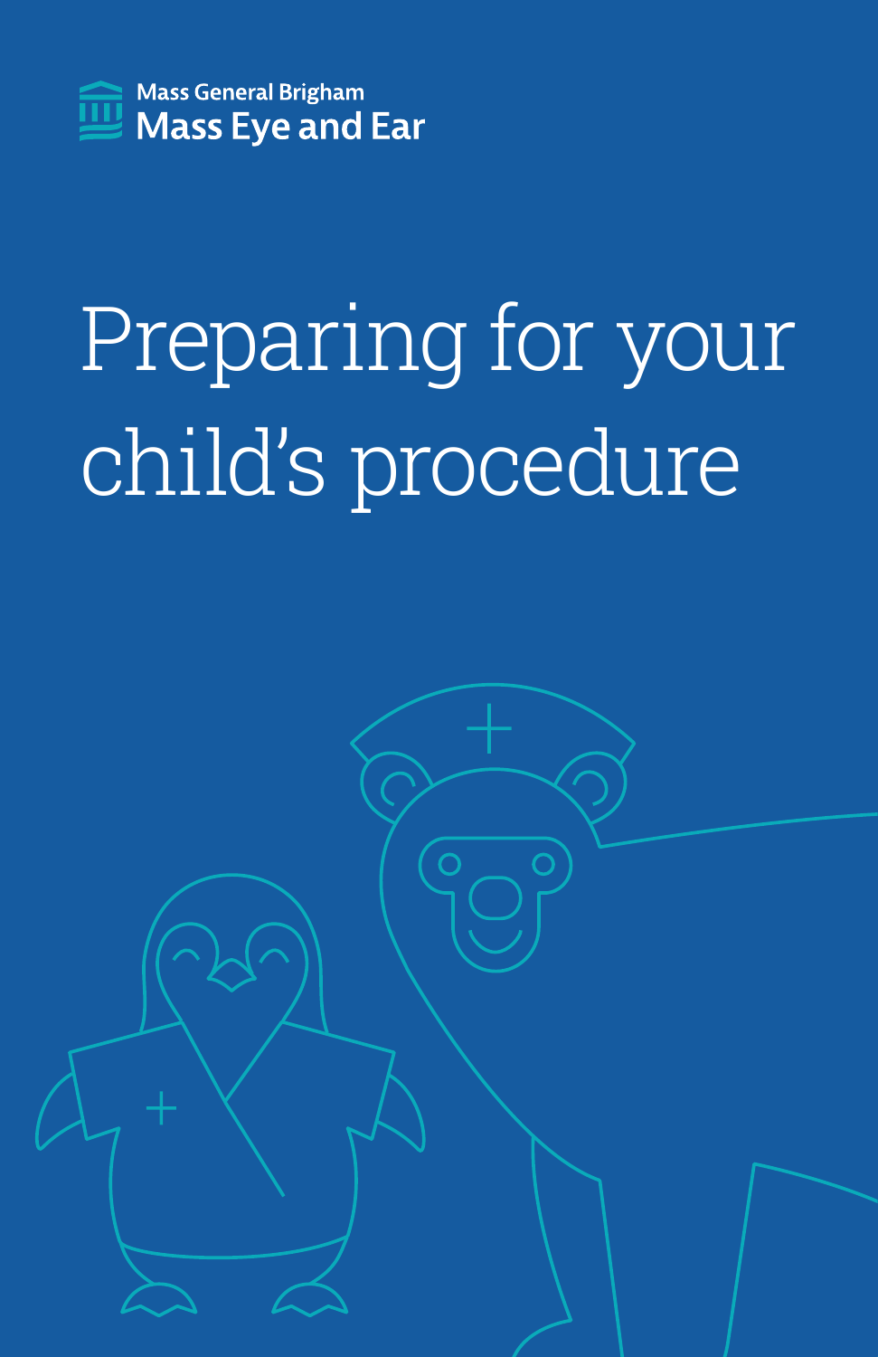Mass General Brigham

Mass Eye and Ear

# Preparing for your child's procedure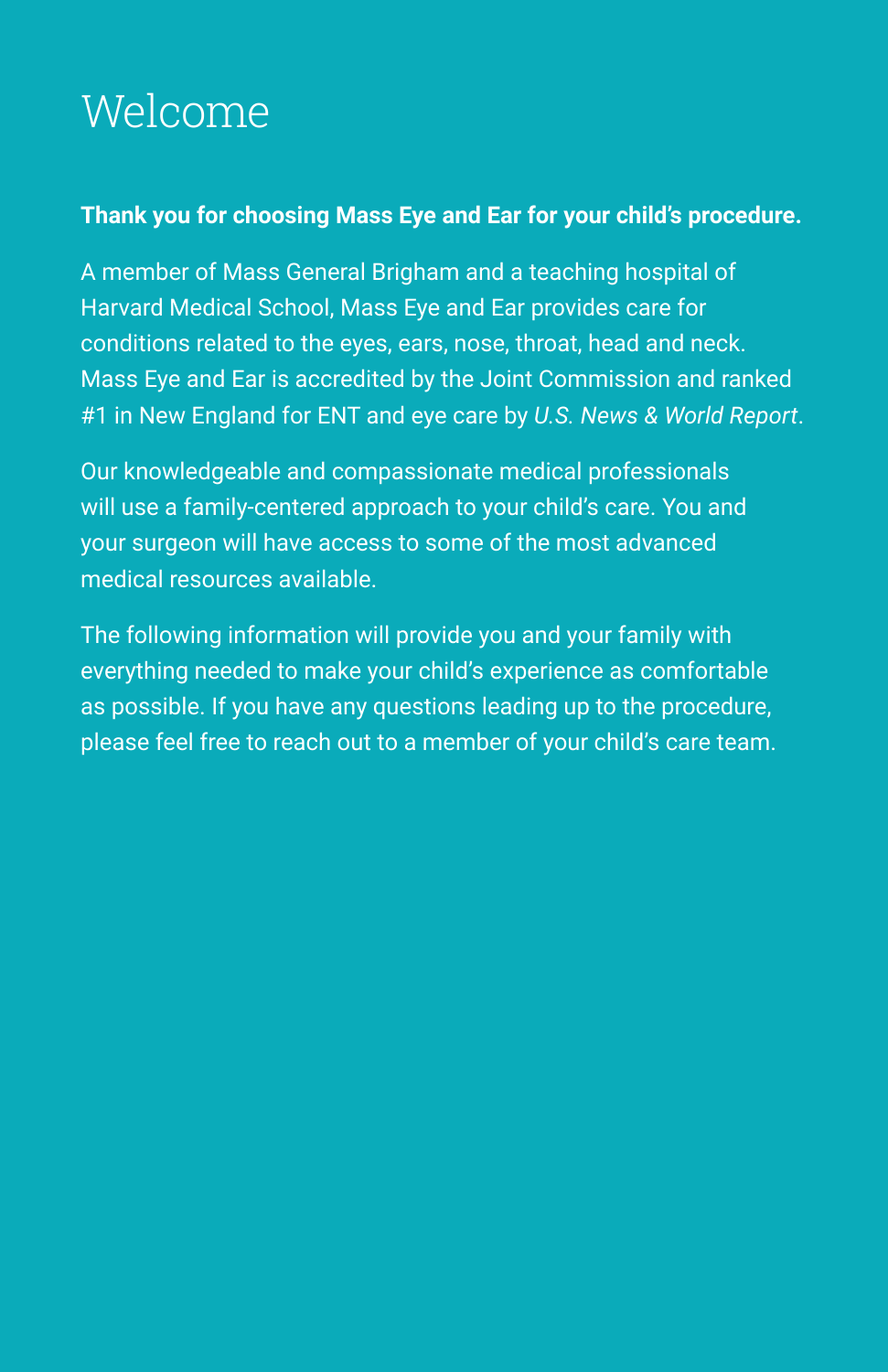# Welcome

**Thank you for choosing Mass Eye and Ear for your child's procedure.**

A member of Mass General Brigham and a teaching hospital of Harvard Medical School, Mass Eye and Ear provides care for conditions related to the eyes, ears, nose, throat, head and neck. Mass Eye and Ear is accredited by the Joint Commission and ranked #1 in New England for ENT and eye care by *U.S. News & World Report*.

Our knowledgeable and compassionate medical professionals will use a family-centered approach to your child's care. You and your surgeon will have access to some of the most advanced medical resources available.

The following information will provide you and your family with everything needed to make your child's experience as comfortable as possible. If you have any questions leading up to the procedure, please feel free to reach out to a member of your child's care team.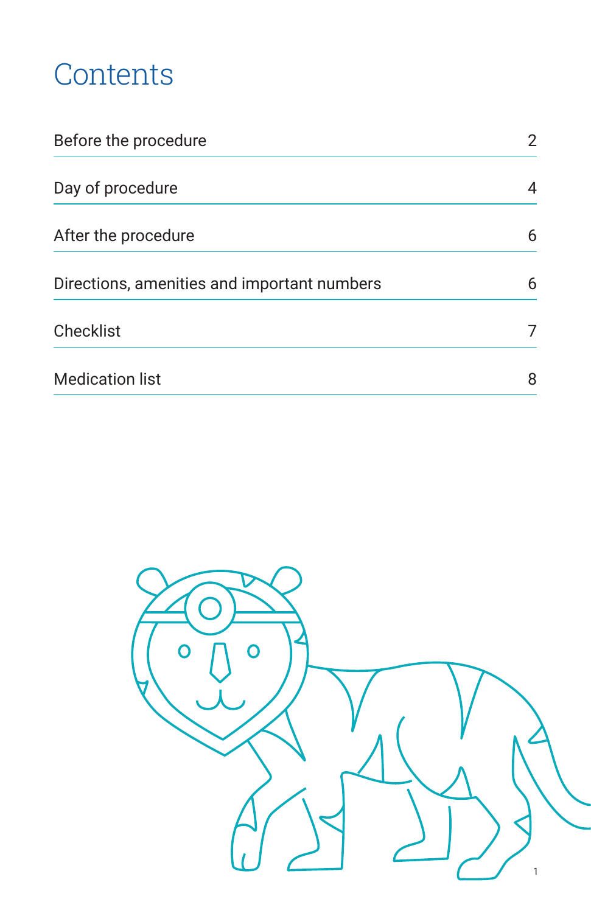# Contents

| | |
|---|---|
| Before the procedure | 2 |
| Day of procedure | 4 |
| After the procedure | 6 |
| Directions, amenities and important numbers | 6 |
| Checklist | 7 |
| Medication list | 8 |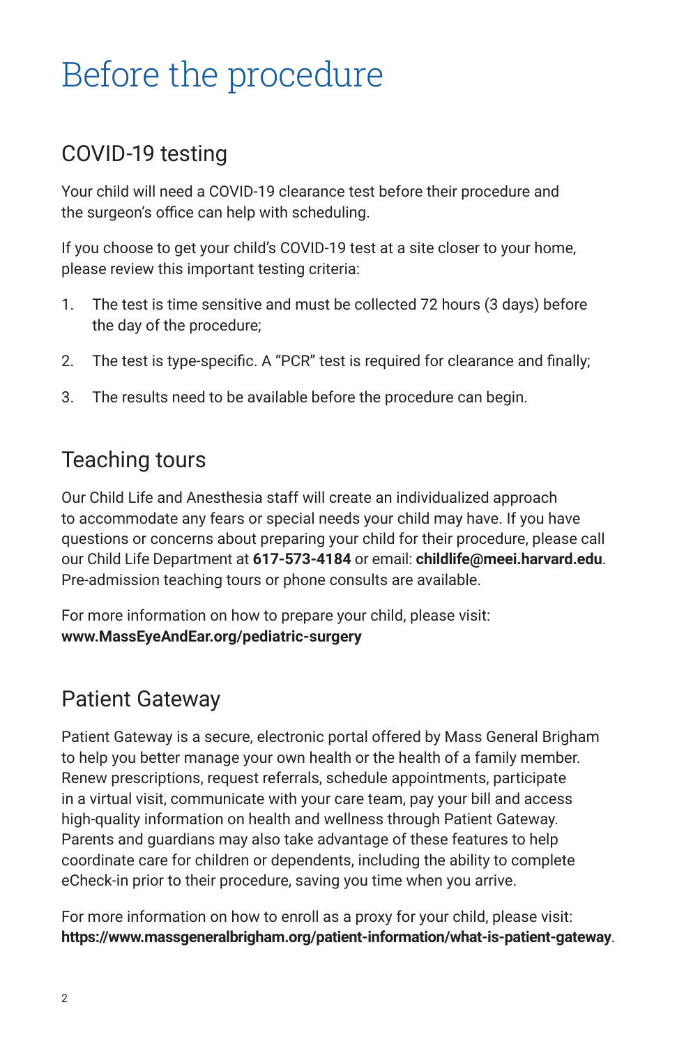# Before the procedure

## COVID-19 testing

Your child will need a COVID-19 clearance test before their procedure and the surgeon's office can help with scheduling.

If you choose to get your child's COVID-19 test at a site closer to your home, please review this important testing criteria:

1. The test is time sensitive and must be collected 72 hours (3 days) before the day of the procedure;
2. The test is type-specific. A "PCR" test is required for clearance and finally;
3. The results need to be available before the procedure can begin.

## Teaching tours

Our Child Life and Anesthesia staff will create an individualized approach to accommodate any fears or special needs your child may have. If you have questions or concerns about preparing your child for their procedure, please call our Child Life Department at **617-573-4184** or email: **childlife@meei.harvard.edu**. Pre-admission teaching tours or phone consults are available.

For more information on how to prepare your child, please visit: **www.MassEyeAndEar.org/pediatric-surgery**

## Patient Gateway

Patient Gateway is a secure, electronic portal offered by Mass General Brigham to help you better manage your own health or the health of a family member. Renew prescriptions, request referrals, schedule appointments, participate in a virtual visit, communicate with your care team, pay your bill and access high-quality information on health and wellness through Patient Gateway. Parents and guardians may also take advantage of these features to help coordinate care for children or dependents, including the ability to complete eCheck-in prior to their procedure, saving you time when you arrive.

For more information on how to enroll as a proxy for your child, please visit: **https://www.massgeneralbrigham.org/patient-information/what-is-patient-gateway**.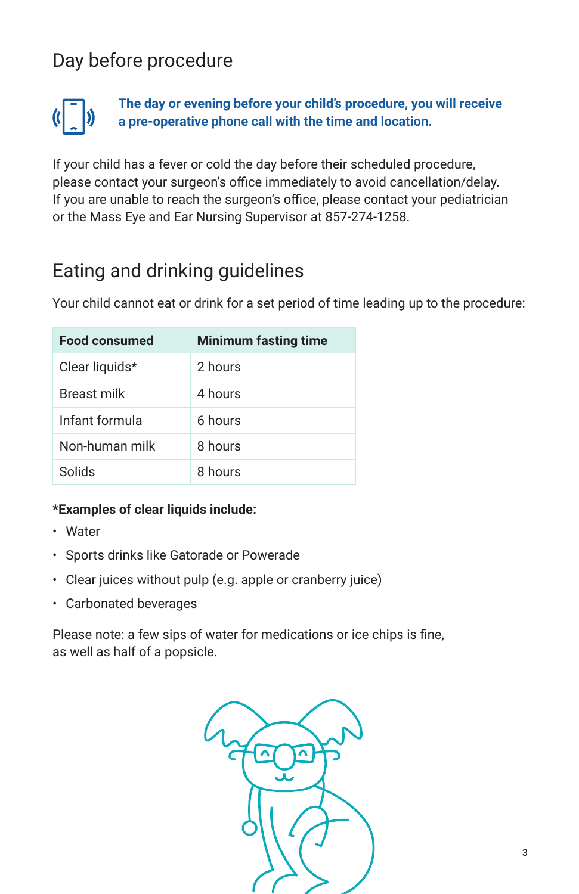## Day before procedure

**The day or evening before your child's procedure, you will receive a pre-operative phone call with the time and location.**

If your child has a fever or cold the day before their scheduled procedure, please contact your surgeon's office immediately to avoid cancellation/delay. If you are unable to reach the surgeon's office, please contact your pediatrician or the Mass Eye and Ear Nursing Supervisor at 857-274-1258.

## Eating and drinking guidelines

Your child cannot eat or drink for a set period of time leading up to the procedure:

| Food consumed | Minimum fasting time |
|---|---|
| Clear liquids* | 2 hours |
| Breast milk | 4 hours |
| Infant formula | 6 hours |
| Non-human milk | 8 hours |
| Solids | 8 hours |

**\*Examples of clear liquids include:**

- Water
- Sports drinks like Gatorade or Powerade
- Clear juices without pulp (e.g. apple or cranberry juice)
- Carbonated beverages

Please note: a few sips of water for medications or ice chips is fine, as well as half of a popsicle.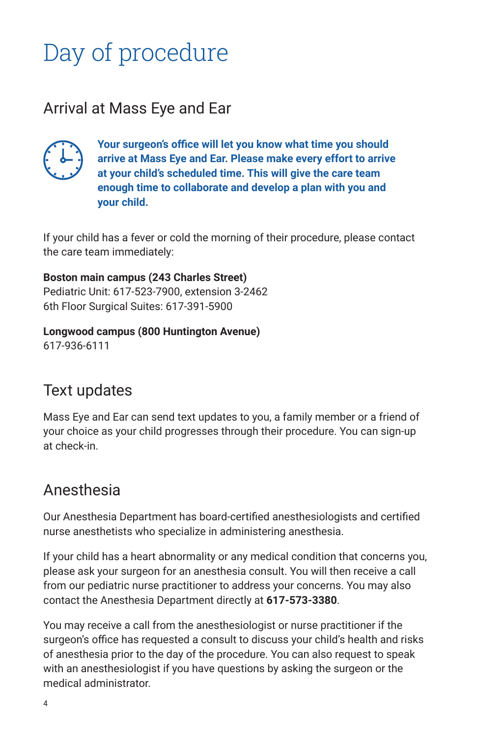# Day of procedure

## Arrival at Mass Eye and Ear

**Your surgeon's office will let you know what time you should arrive at Mass Eye and Ear. Please make every effort to arrive at your child's scheduled time. This will give the care team enough time to collaborate and develop a plan with you and your child.**

If your child has a fever or cold the morning of their procedure, please contact the care team immediately:

**Boston main campus (243 Charles Street)**
Pediatric Unit: 617-523-7900, extension 3-2462
6th Floor Surgical Suites: 617-391-5900

**Longwood campus (800 Huntington Avenue)**
617-936-6111

## Text updates

Mass Eye and Ear can send text updates to you, a family member or a friend of your choice as your child progresses through their procedure. You can sign-up at check-in.

## Anesthesia

Our Anesthesia Department has board-certified anesthesiologists and certified nurse anesthetists who specialize in administering anesthesia.

If your child has a heart abnormality or any medical condition that concerns you, please ask your surgeon for an anesthesia consult. You will then receive a call from our pediatric nurse practitioner to address your concerns. You may also contact the Anesthesia Department directly at **617-573-3380**.

You may receive a call from the anesthesiologist or nurse practitioner if the surgeon's office has requested a consult to discuss your child's health and risks of anesthesia prior to the day of the procedure. You can also request to speak with an anesthesiologist if you have questions by asking the surgeon or the medical administrator.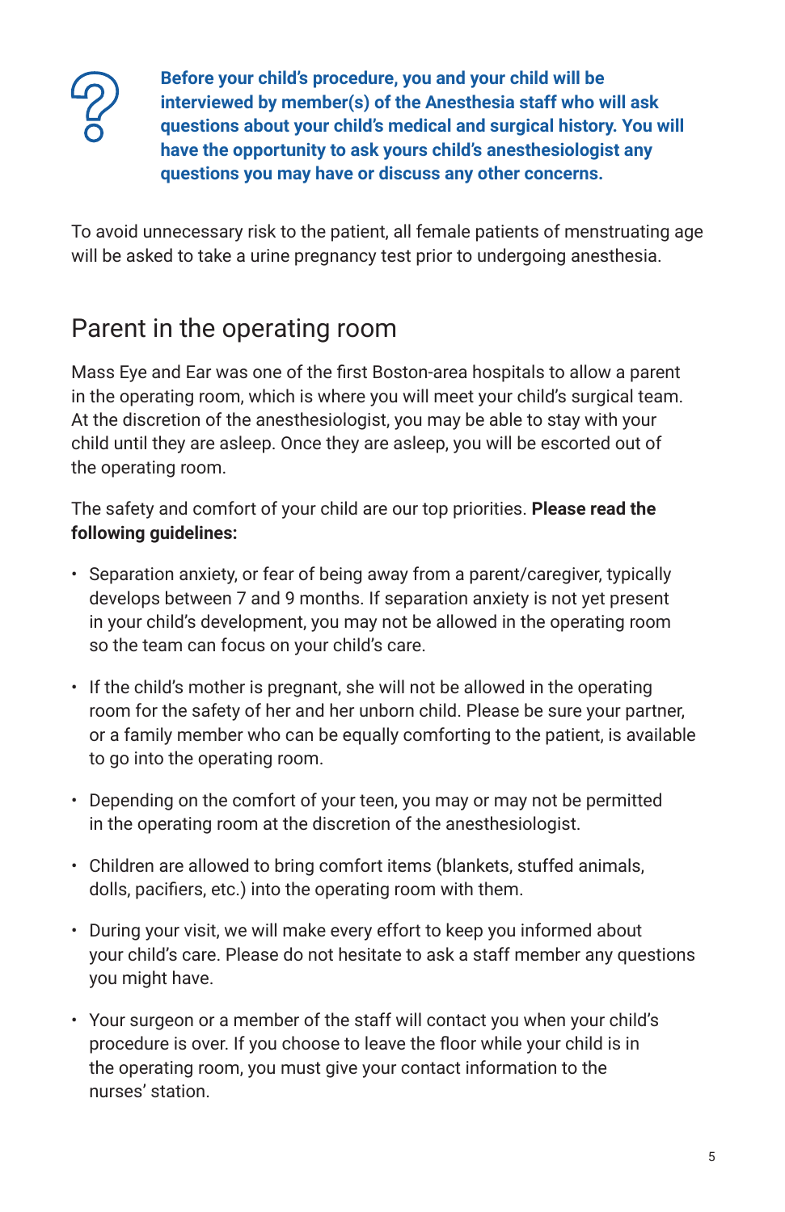**Before your child's procedure, you and your child will be interviewed by member(s) of the Anesthesia staff who will ask questions about your child's medical and surgical history. You will have the opportunity to ask yours child's anesthesiologist any questions you may have or discuss any other concerns.**

To avoid unnecessary risk to the patient, all female patients of menstruating age will be asked to take a urine pregnancy test prior to undergoing anesthesia.

## Parent in the operating room

Mass Eye and Ear was one of the first Boston-area hospitals to allow a parent in the operating room, which is where you will meet your child's surgical team. At the discretion of the anesthesiologist, you may be able to stay with your child until they are asleep. Once they are asleep, you will be escorted out of the operating room.

The safety and comfort of your child are our top priorities. **Please read the following guidelines:**

- Separation anxiety, or fear of being away from a parent/caregiver, typically develops between 7 and 9 months. If separation anxiety is not yet present in your child's development, you may not be allowed in the operating room so the team can focus on your child's care.
- If the child's mother is pregnant, she will not be allowed in the operating room for the safety of her and her unborn child. Please be sure your partner, or a family member who can be equally comforting to the patient, is available to go into the operating room.
- Depending on the comfort of your teen, you may or may not be permitted in the operating room at the discretion of the anesthesiologist.
- Children are allowed to bring comfort items (blankets, stuffed animals, dolls, pacifiers, etc.) into the operating room with them.
- During your visit, we will make every effort to keep you informed about your child's care. Please do not hesitate to ask a staff member any questions you might have.
- Your surgeon or a member of the staff will contact you when your child's procedure is over. If you choose to leave the floor while your child is in the operating room, you must give your contact information to the nurses' station.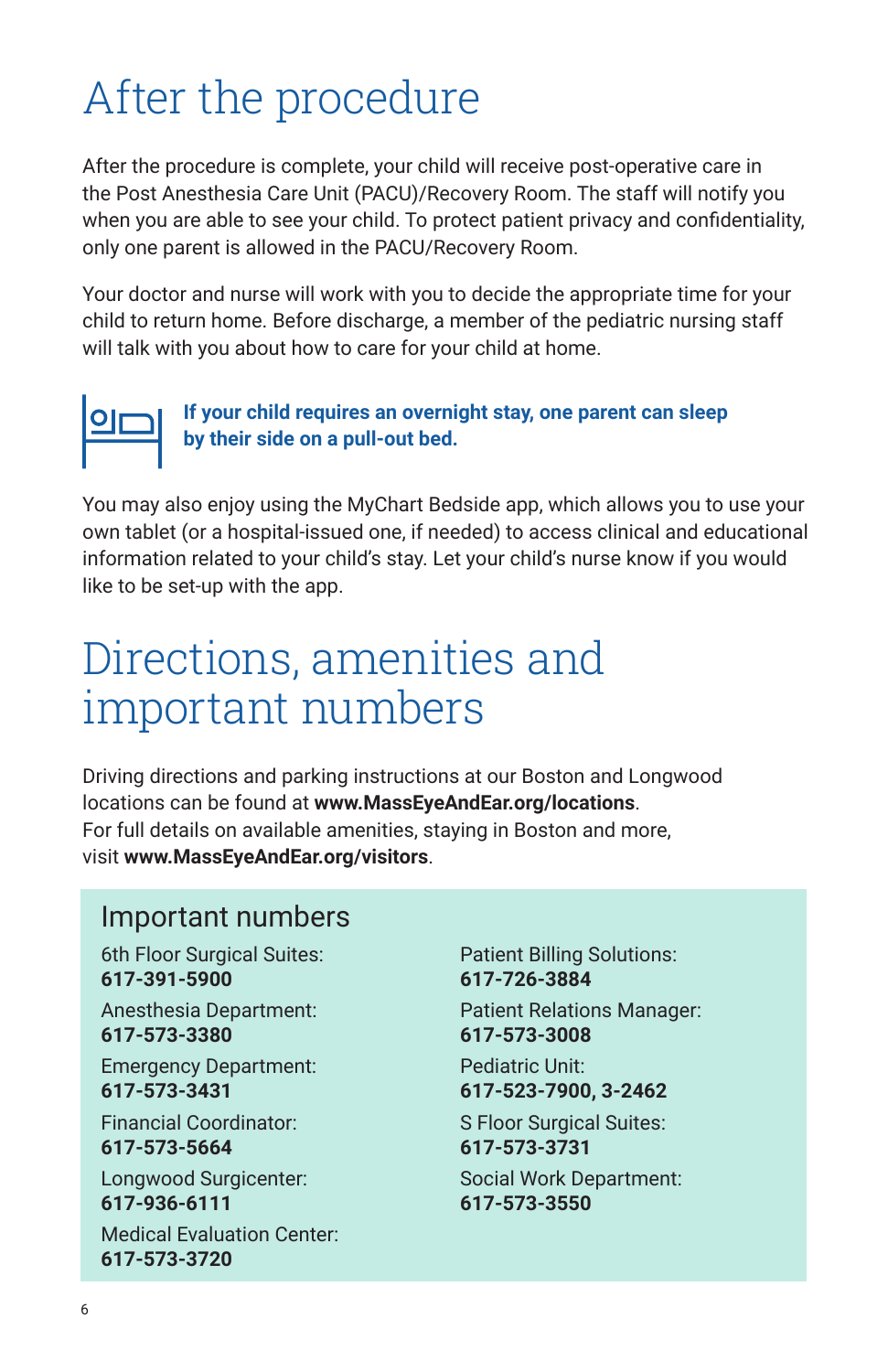# After the procedure

After the procedure is complete, your child will receive post-operative care in the Post Anesthesia Care Unit (PACU)/Recovery Room. The staff will notify you when you are able to see your child. To protect patient privacy and confidentiality, only one parent is allowed in the PACU/Recovery Room.

Your doctor and nurse will work with you to decide the appropriate time for your child to return home. Before discharge, a member of the pediatric nursing staff will talk with you about how to care for your child at home.

**If your child requires an overnight stay, one parent can sleep by their side on a pull-out bed.**

You may also enjoy using the MyChart Bedside app, which allows you to use your own tablet (or a hospital-issued one, if needed) to access clinical and educational information related to your child's stay. Let your child's nurse know if you would like to be set-up with the app.

# Directions, amenities and important numbers

Driving directions and parking instructions at our Boston and Longwood locations can be found at **www.MassEyeAndEar.org/locations**. For full details on available amenities, staying in Boston and more, visit **www.MassEyeAndEar.org/visitors**.

## Important numbers

6th Floor Surgical Suites:
**617-391-5900**

Anesthesia Department:
**617-573-3380**

Emergency Department:
**617-573-3431**

Financial Coordinator:
**617-573-5664**

Longwood Surgicenter:
**617-936-6111**

Medical Evaluation Center:
**617-573-3720**

Patient Billing Solutions:
**617-726-3884**

Patient Relations Manager:
**617-573-3008**

Pediatric Unit:
**617-523-7900, 3-2462**

S Floor Surgical Suites:
**617-573-3731**

Social Work Department:
**617-573-3550**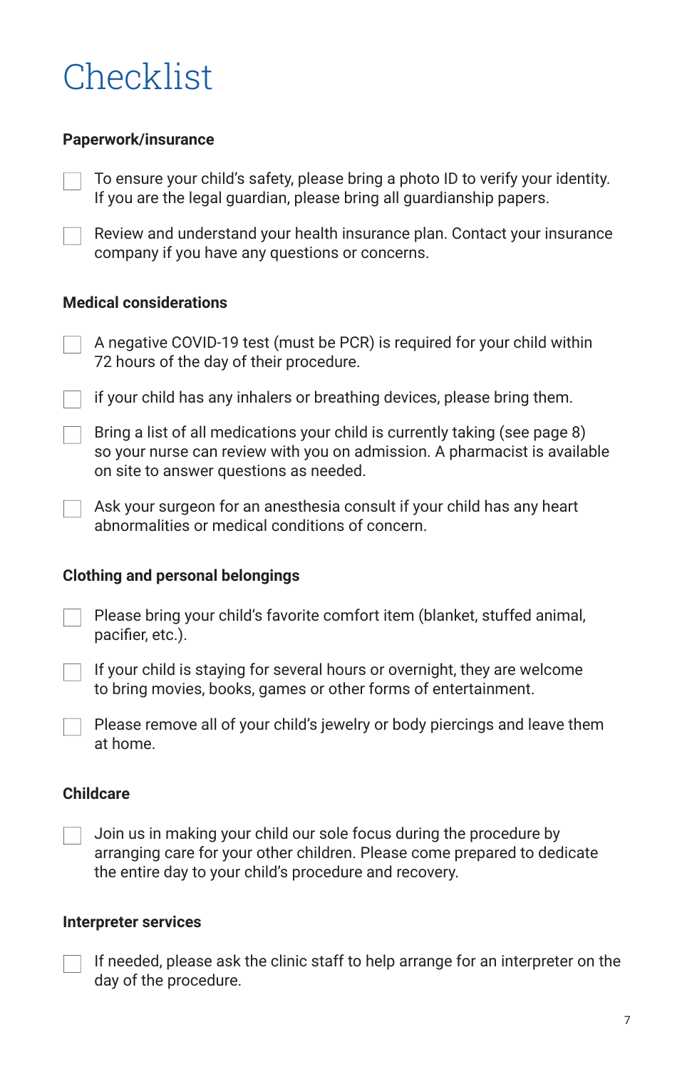# Checklist

**Paperwork/insurance**

- [ ] To ensure your child's safety, please bring a photo ID to verify your identity. If you are the legal guardian, please bring all guardianship papers.
- [ ] Review and understand your health insurance plan. Contact your insurance company if you have any questions or concerns.

**Medical considerations**

- [ ] A negative COVID-19 test (must be PCR) is required for your child within 72 hours of the day of their procedure.
- [ ] if your child has any inhalers or breathing devices, please bring them.
- [ ] Bring a list of all medications your child is currently taking (see page 8) so your nurse can review with you on admission. A pharmacist is available on site to answer questions as needed.
- [ ] Ask your surgeon for an anesthesia consult if your child has any heart abnormalities or medical conditions of concern.

**Clothing and personal belongings**

- [ ] Please bring your child's favorite comfort item (blanket, stuffed animal, pacifier, etc.).
- [ ] If your child is staying for several hours or overnight, they are welcome to bring movies, books, games or other forms of entertainment.
- [ ] Please remove all of your child's jewelry or body piercings and leave them at home.

**Childcare**

- [ ] Join us in making your child our sole focus during the procedure by arranging care for your other children. Please come prepared to dedicate the entire day to your child's procedure and recovery.

**Interpreter services**

- [ ] If needed, please ask the clinic staff to help arrange for an interpreter on the day of the procedure.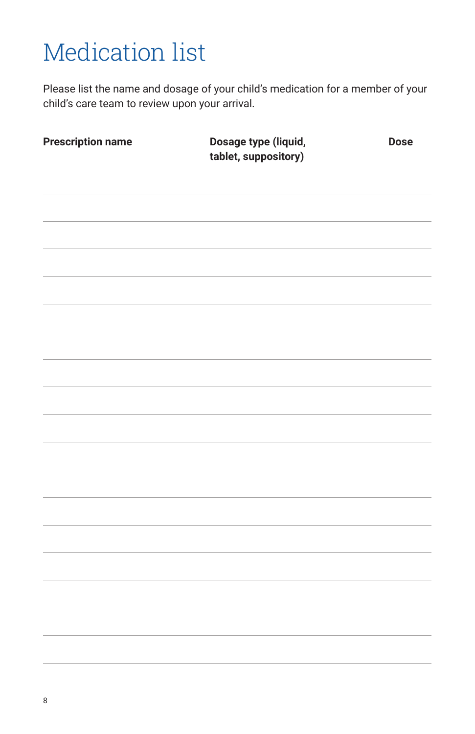# Medication list

Please list the name and dosage of your child's medication for a member of your child's care team to review upon your arrival.

| Prescription name | Dosage type (liquid, tablet, suppository) | Dose |
|---|---|---|
| | | |
| | | |
| | | |
| | | |
| | | |
| | | |
| | | |
| | | |
| | | |
| | | |
| | | |
| | | |
| | | |
| | | |
| | | |
| | | |
| | | |
| | | |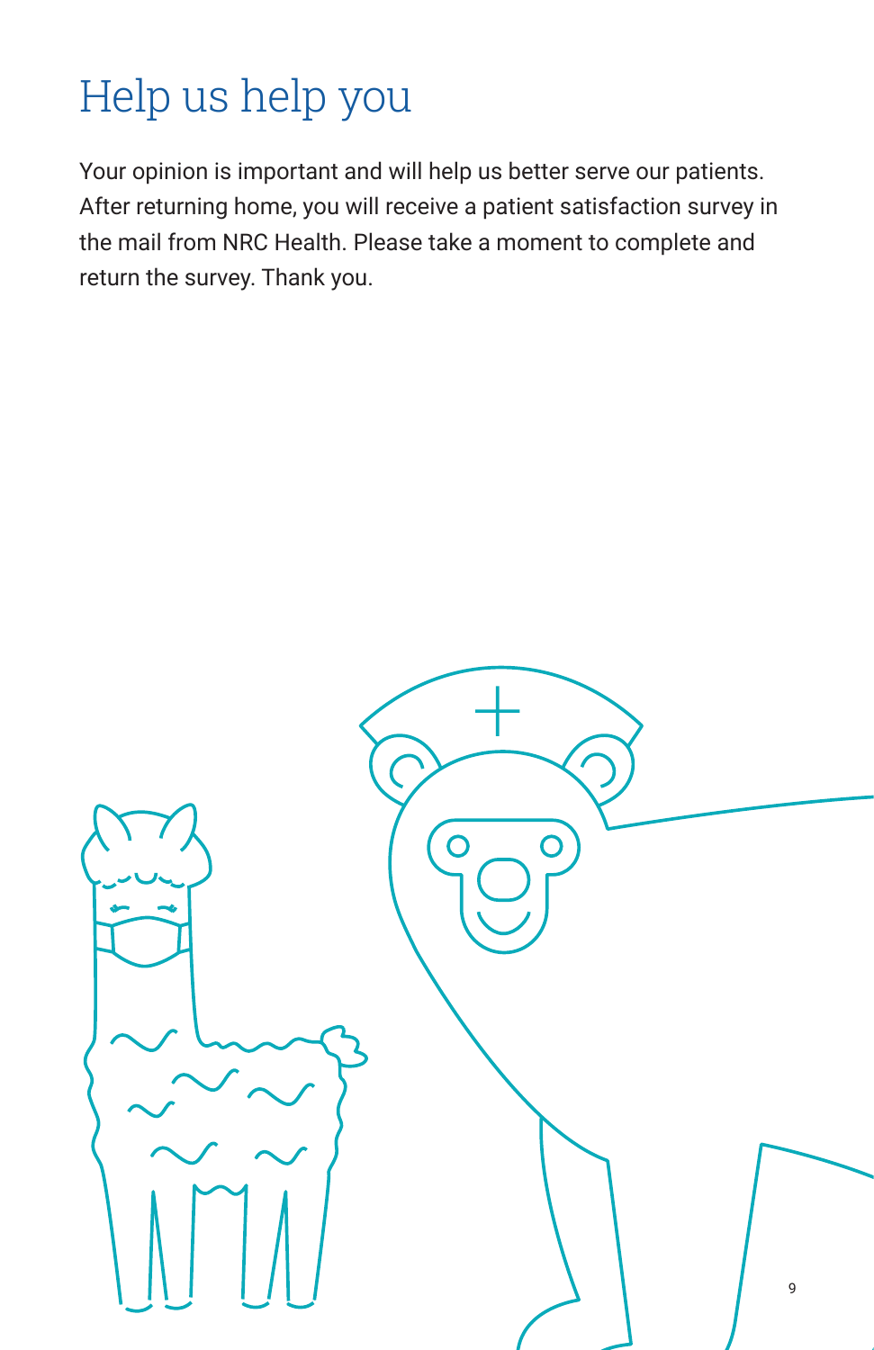# Help us help you

Your opinion is important and will help us better serve our patients. After returning home, you will receive a patient satisfaction survey in the mail from NRC Health. Please take a moment to complete and return the survey. Thank you.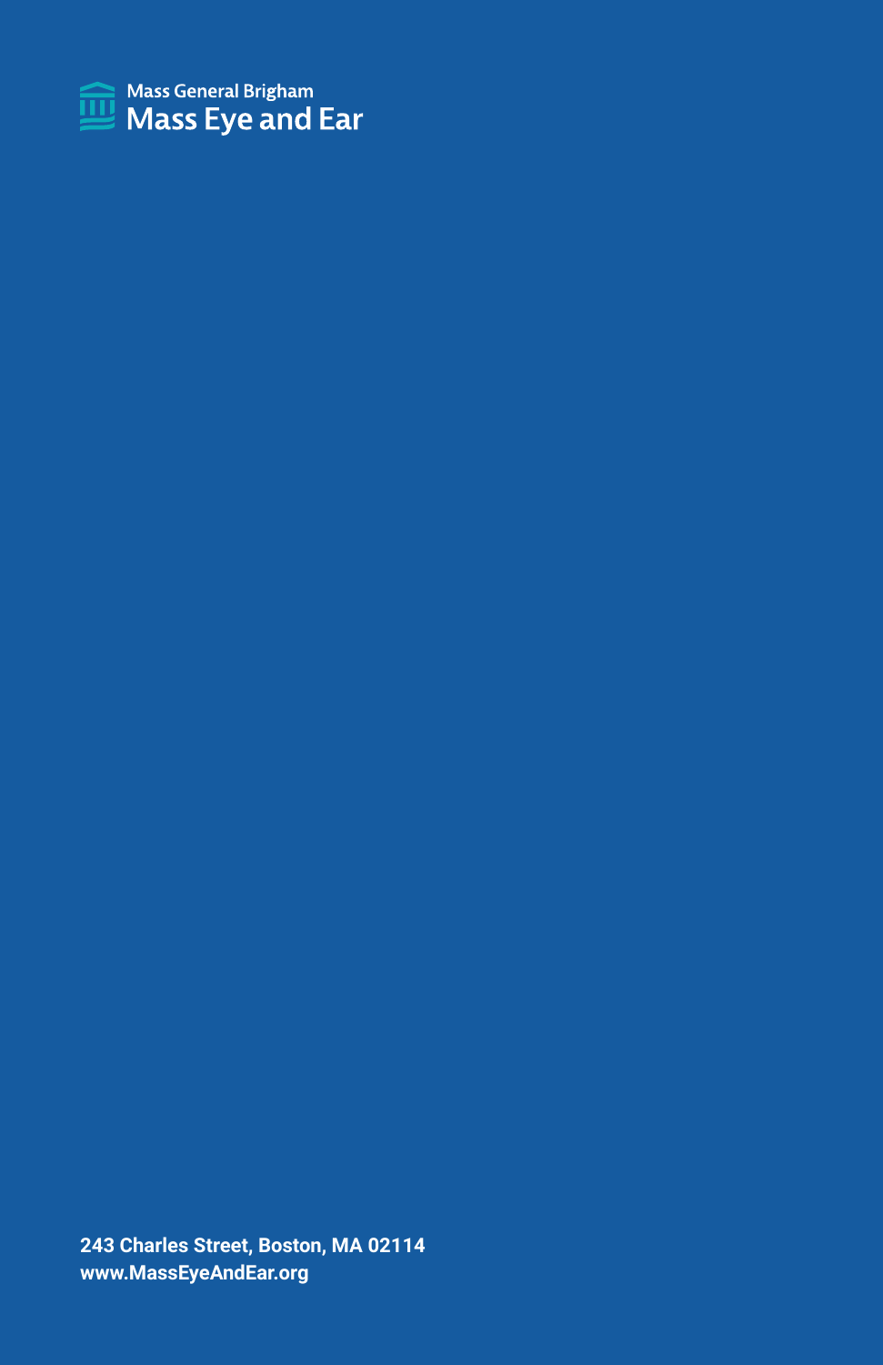Mass General Brigham
Mass Eye and Ear

**243 Charles Street, Boston, MA 02114**
**www.MassEyeAndEar.org**